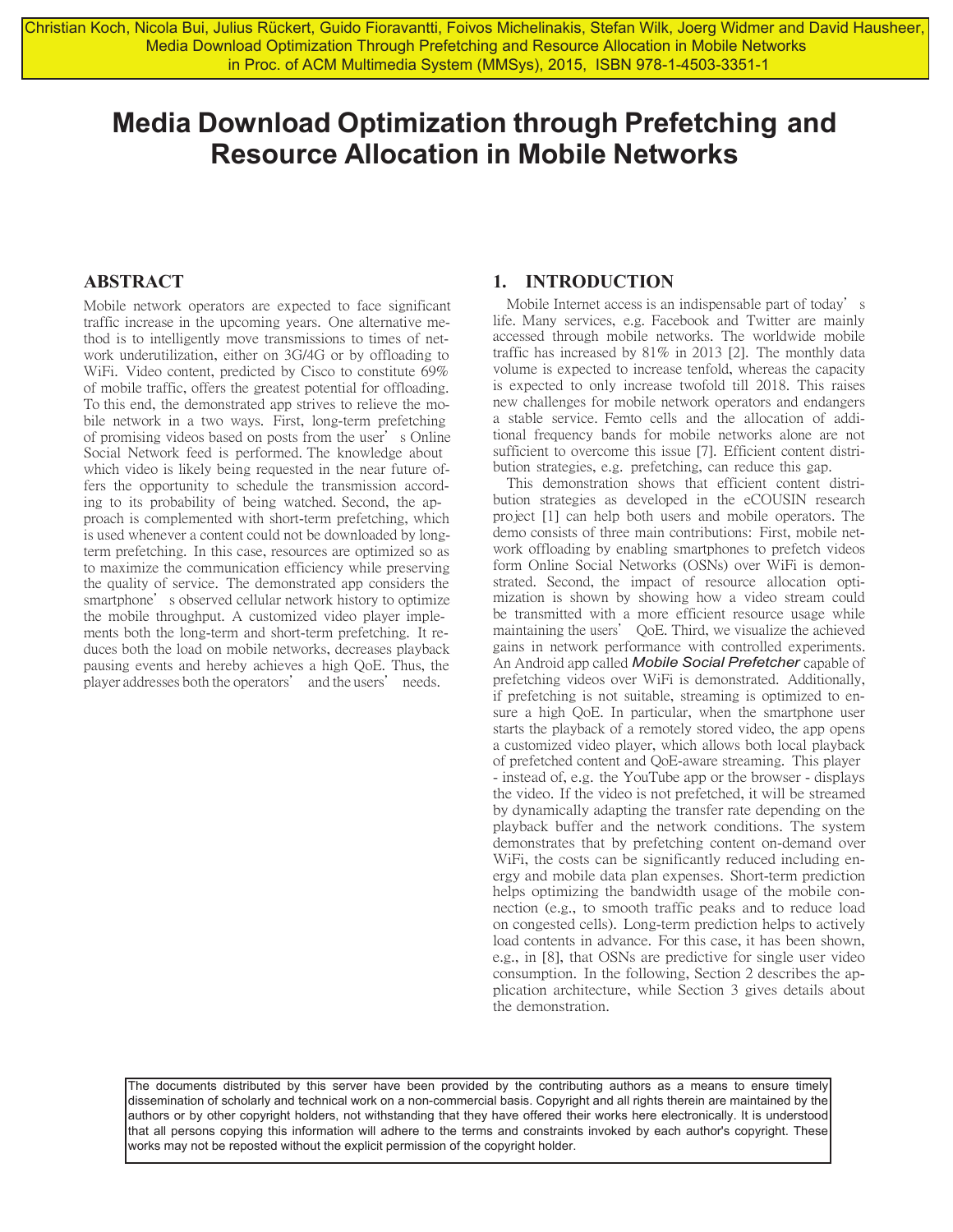Christian Koch, Nicola Bui, Julius Rückert, Guido Fioravantti, Foivos Michelinakis, Stefan Wilk, Joerg Widmer and David Hausheer, Media Download Optimization Through Prefetching and Resource Allocation in Mobile Networks in Proc. of ACM Multimedia System (MMSys), 2015, ISBN 978-1-4503-3351-1

# Media Download Optimization through Prefetching and Resource Allocation in Mobile Networks

## ABSTRACT

Mobile network operators are expected to face significant traffic increase in the upcoming years. One alternative method is to intelligently move transmissions to times of network underutilization, either on 3G/4G or by offloading to WiFi. Video content, predicted by Cisco to constitute 69% of mobile traffic, offers the greatest potential for offloading. To this end, the demonstrated app strives to relieve the mobile network in a two ways. First, long-term prefetching of promising videos based on posts from the user's Online Social Network feed is performed. The knowledge about which video is likely being requested in the near future offers the opportunity to schedule the transmission according to its probability of being watched. Second, the approach is complemented with short-term prefetching, which is used whenever a content could not be downloaded by long-term prefetching. In this case, resources are optimized so as to maximize the communication efficiency while preserving the quality of service. The demonstrated app considers the smartphone's observed cellular network history to optimize the mobile throughput. A customized video player implements both the long-term and short-term prefetching. It reduces both the load on mobile networks, decreases playback pausing events and hereby achieves a high QoE. Thus, the player addresses both the operators' and the users' needs.

## 1. INTRODUCTION

Mobile Internet access is an indispensable part of today's life. Many services, e.g. Facebook and Twitter are mainly accessed through mobile networks. The worldwide mobile traffic has increased by 81% in 2013 [2]. The monthly data volume is expected to increase tenfold, whereas the capacity is expected to only increase twofold till 2018. This raises new challenges for mobile network operators and endangers a stable service. Femto cells and the allocation of additional frequency bands for mobile networks alone are not sufficient to overcome this issue [7]. Efficient content distribution strategies, e.g. prefetching, can reduce this gap.

This demonstration shows that efficient content distribution strategies as developed in the eCOUSIN research project [1] can help both users and mobile operators. The demo consists of three main contributions: First, mobile network offloading by enabling smartphones to prefetch videos form Online Social Networks (OSNs) over WiFi is demonstrated. Second, the impact of resource allocation optimization is shown by showing how a video stream could be transmitted with a more efficient resource usage while maintaining the users' QoE. Third, we visualize the achieved gains in network performance with controlled experiments. An Android app called *Mobile Social Prefetcher* capable of prefetching videos over WiFi is demonstrated. Additionally, if prefetching is not suitable, streaming is optimized to ensure a high QoE. In particular, when the smartphone user starts the playback of a remotely stored video, the app opens a customized video player, which allows both local playback of prefetched content and QoE-aware streaming. This player - instead of, e.g. the YouTube app or the browser - displays the video. If the video is not prefetched, it will be streamed by dynamically adapting the transfer rate depending on the playback buffer and the network conditions. The system demonstrates that by prefetching content on-demand over WiFi, the costs can be significantly reduced including energy and mobile data plan expenses. Short-term prediction helps optimizing the bandwidth usage of the mobile connection (e.g., to smooth traffic peaks and to reduce load on congested cells). Long-term prediction helps to actively load contents in advance. For this case, it has been shown, e.g., in [8], that OSNs are predictive for single user video consumption. In the following, Section 2 describes the application architecture, while Section 3 gives details about the demonstration.

The documents distributed by this server have been provided by the contributing authors as a means to ensure timely dissemination of scholarly and technical work on a non-commercial basis. Copyright and all rights therein are maintained by the authors or by other copyright holders, not withstanding that they have offered their works here electronically. It is understood that all persons copying this information will adhere to the terms and constraints invoked by each author's copyright. These works may not be reposted without the explicit permission of the copyright holder.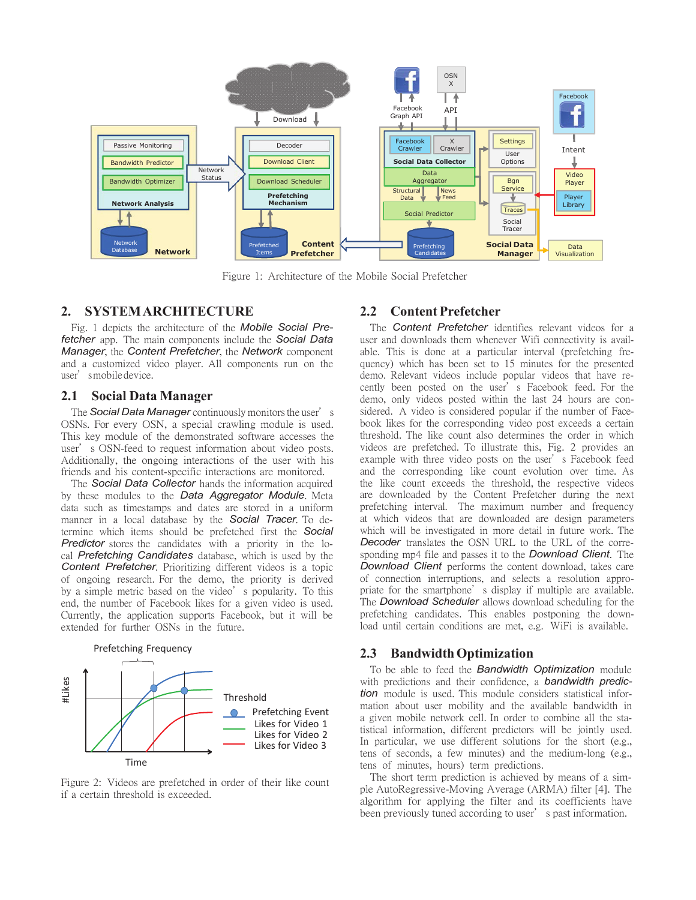Figure 1: Architecture of the Mobile Social Prefetcher

## 2. SYSTEM ARCHITECTURE

Fig. 1 depicts the architecture of the *Mobile Social Prefetcher* app. The main components include the *Social Data Manager*, the *Content Prefetcher*, the *Network* component and a customized video player. All components run on the user's mobile device.

### 2.1 Social Data Manager

The *Social Data Manager* continuously monitors the user's OSNs. For every OSN, a special crawling module is used. This key module of the demonstrated software accesses the user's OSN-feed to request information about video posts. Additionally, the ongoing interactions of the user with his friends and his content-specific interactions are monitored.

The *Social Data Collector* hands the information acquired by these modules to the *Data Aggregator Module*. Meta data such as timestamps and dates are stored in a uniform manner in a local database by the *Social Tracer*. To determine which items should be prefetched first the *Social Predictor* stores the candidates with a priority in the local *Prefetching Candidates* database, which is used by the *Content Prefetcher*. Prioritizing different videos is a topic of ongoing research. For the demo, the priority is derived by a simple metric based on the video's popularity. To this end, the number of Facebook likes for a given video is used. Currently, the application supports Facebook, but it will be extended for further OSNs in the future.

Prefetching Frequency

#Likes

Time

Threshold

Prefetching Event

Likes for Video 1

Likes for Video 2

Likes for Video 3

Figure 2: Videos are prefetched in order of their like count if a certain threshold is exceeded.

### 2.2 Content Prefetcher

The *Content Prefetcher* identifies relevant videos for a user and downloads them whenever Wifi connectivity is available. This is done at a particular interval (prefetching frequency) which has been set to 15 minutes for the presented demo. Relevant videos include popular videos that have recently been posted on the user's Facebook feed. For the demo, only videos posted within the last 24 hours are considered. A video is considered popular if the number of Facebook likes for the corresponding video post exceeds a certain threshold. The like count also determines the order in which videos are prefetched. To illustrate this, Fig. 2 provides an example with three video posts on the user's Facebook feed and the corresponding like count evolution over time. As the like count exceeds the threshold, the respective videos are downloaded by the Content Prefetcher during the next prefetching interval. The maximum number and frequency at which videos that are downloaded are design parameters which will be investigated in more detail in future work. The *Decoder* translates the OSN URL to the URL of the corresponding mp4 file and passes it to the *Download Client*. The *Download Client* performs the content download, takes care of connection interruptions, and selects a resolution appropriate for the smartphone's display if multiple are available. The *Download Scheduler* allows download scheduling for the prefetching candidates. This enables postponing the download until certain conditions are met, e.g. WiFi is available.

### 2.3 Bandwidth Optimization

To be able to feed the *Bandwidth Optimization* module with predictions and their confidence, a *bandwidth prediction* module is used. This module considers statistical information about user mobility and the available bandwidth in a given mobile network cell. In order to combine all the statistical information, different predictors will be jointly used. In particular, we use different solutions for the short (e.g., tens of seconds, a few minutes) and the medium-long (e.g., tens of minutes, hours) term predictions.

The short term prediction is achieved by means of a simple AutoRegressive-Moving Average (ARMA) filter [4]. The algorithm for applying the filter and its coefficients have been previously tuned according to user's past information.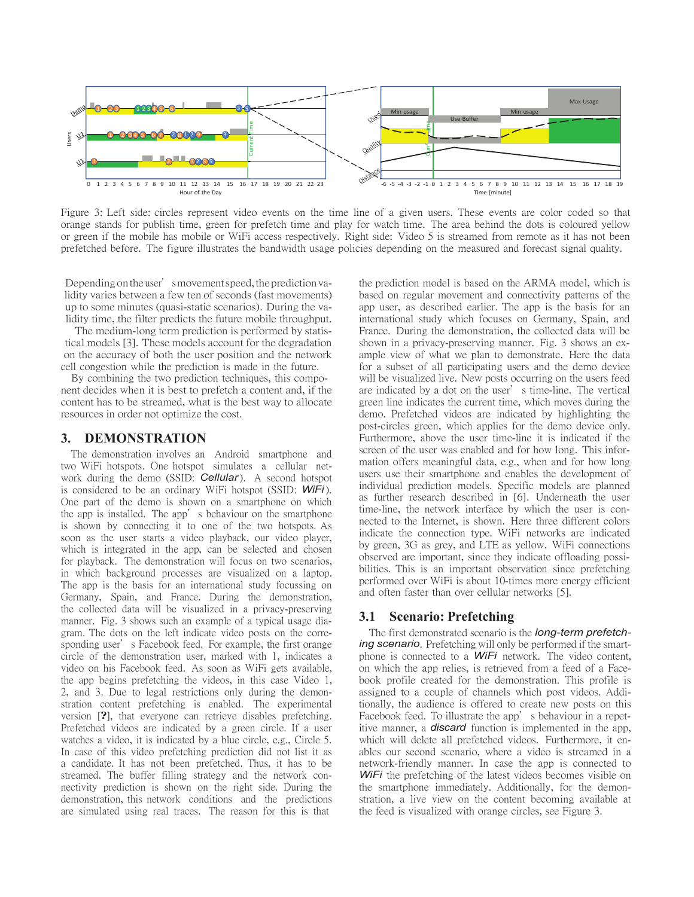Demo
Users
U2
U1
Current Time
0 1 2 3 4 5 6 7 8 9 10 11 12 13 14 15 16 17 18 19 20 21 22 23
Hour of the Day

Used
Quality
Distance
Min usage
Use Buffer
Min usage
Max Usage
-6 -5 -4 -3 -2 -1 0 1 2 3 4 5 6 7 8 9 10 11 12 13 14 15 16 17 18 19
Time [minute]

Figure 3: Left side: circles represent video events on the time line of a given users. These events are color coded so that orange stands for publish time, green for prefetch time and play for watch time. The area behind the dots is coloured yellow or green if the mobile has mobile or WiFi access respectively. Right side: Video 5 is streamed from remote as it has not been prefetched before. The figure illustrates the bandwidth usage policies depending on the measured and forecast signal quality.

Depending on the user's movement speed, the prediction validity varies between a few ten of seconds (fast movements) up to some minutes (quasi-static scenarios). During the validity time, the filter predicts the future mobile throughput.

The medium-long term prediction is performed by statistical models [3]. These models account for the degradation on the accuracy of both the user position and the network cell congestion while the prediction is made in the future.

By combining the two prediction techniques, this component decides when it is best to prefetch a content and, if the content has to be streamed, what is the best way to allocate resources in order not optimize the cost.

## 3. DEMONSTRATION

The demonstration involves an Android smartphone and two WiFi hotspots. One hotspot simulates a cellular network during the demo (SSID: *Cellular*). A second hotspot is considered to be an ordinary WiFi hotspot (SSID: *WiFi*). One part of the demo is shown on a smartphone on which the app is installed. The app's behaviour on the smartphone is shown by connecting it to one of the two hotspots. As soon as the user starts a video playback, our video player, which is integrated in the app, can be selected and chosen for playback. The demonstration will focus on two scenarios, in which background processes are visualized on a laptop. The app is the basis for an international study focussing on Germany, Spain, and France. During the demonstration, the collected data will be visualized in a privacy-preserving manner. Fig. 3 shows such an example of a typical usage diagram. The dots on the left indicate video posts on the corresponding user's Facebook feed. For example, the first orange circle of the demonstration user, marked with 1, indicates a video on his Facebook feed. As soon as WiFi gets available, the app begins prefetching the videos, in this case Video 1, 2, and 3. Due to legal restrictions only during the demonstration content prefetching is enabled. The experimental version [?], that everyone can retrieve disables prefetching. Prefetched videos are indicated by a green circle. If a user watches a video, it is indicated by a blue circle, e.g., Circle 5. In case of this video prefetching prediction did not list it as a candidate. It has not been prefetched. Thus, it has to be streamed. The buffer filling strategy and the network connectivity prediction is shown on the right side. During the demonstration, this network conditions and the predictions are simulated using real traces. The reason for this is that the prediction model is based on the ARMA model, which is based on regular movement and connectivity patterns of the app user, as described earlier. The app is the basis for an international study which focuses on Germany, Spain, and France. During the demonstration, the collected data will be shown in a privacy-preserving manner. Fig. 3 shows an example view of what we plan to demonstrate. Here the data for a subset of all participating users and the demo device will be visualized live. New posts occurring on the users feed are indicated by a dot on the user's time-line. The vertical green line indicates the current time, which moves during the demo. Prefetched videos are indicated by highlighting the post-circles green, which applies for the demo device only. Furthermore, above the user time-line it is indicated if the screen of the user was enabled and for how long. This information offers meaningful data, e.g., when and for how long users use their smartphone and enables the development of individual prediction models. Specific models are planned as further research described in [6]. Underneath the user time-line, the network interface by which the user is connected to the Internet, is shown. Here three different colors indicate the connection type. WiFi networks are indicated by green, 3G as grey, and LTE as yellow. WiFi connections observed are important, since they indicate offloading possibilities. This is an important observation since prefetching performed over WiFi is about 10-times more energy efficient and often faster than over cellular networks [5].

### 3.1 Scenario: Prefetching

The first demonstrated scenario is the *long-term prefetching scenario*. Prefetching will only be performed if the smartphone is connected to a *WiFi* network. The video content, on which the app relies, is retrieved from a feed of a Facebook profile created for the demonstration. This profile is assigned to a couple of channels which post videos. Additionally, the audience is offered to create new posts on this Facebook feed. To illustrate the app's behaviour in a repetitive manner, a *discard* function is implemented in the app, which will delete all prefetched videos. Furthermore, it enables our second scenario, where a video is streamed in a network-friendly manner. In case the app is connected to *WiFi* the prefetching of the latest videos becomes visible on the smartphone immediately. Additionally, for the demonstration, a live view on the content becoming available at the feed is visualized with orange circles, see Figure 3.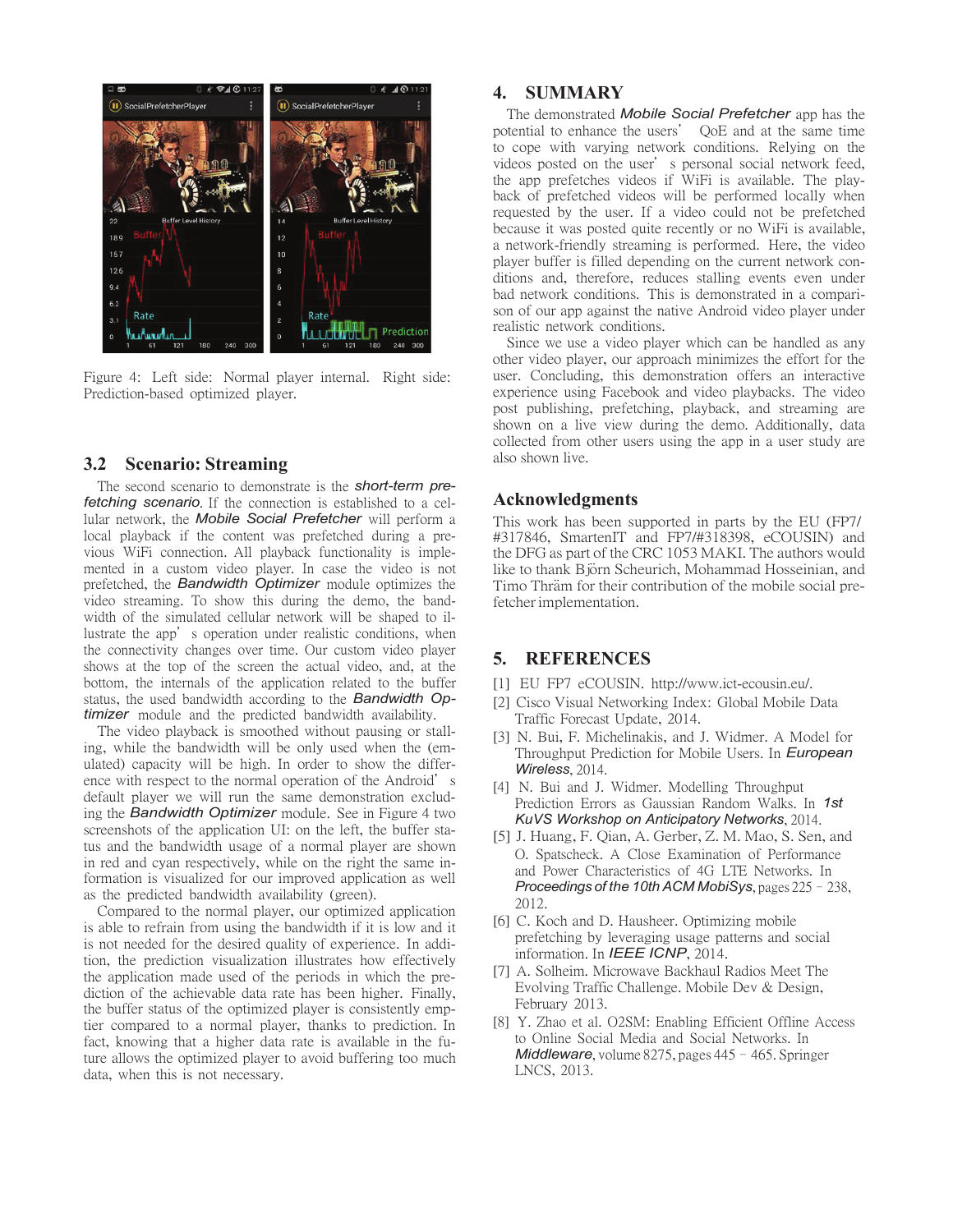SocialPrefetcherPlayer

Buffer Level History

22

18.9

15.7

12.6

9.4

6.3

3.1

0

Buffer

Rate

1 61 121 180 240 300

SocialPrefetcherPlayer

Buffer Level History

14

12

10

8

6

4

2

0

Buffer

Rate

Prediction

1 61 121 180 240 300

Figure 4: Left side: Normal player internal. Right side: Prediction-based optimized player.

### 3.2 Scenario: Streaming

The second scenario to demonstrate is the *short-term prefetching scenario*. If the connection is established to a cellular network, the *Mobile Social Prefetcher* will perform a local playback if the content was prefetched during a previous WiFi connection. All playback functionality is implemented in a custom video player. In case the video is not prefetched, the *Bandwidth Optimizer* module optimizes the video streaming. To show this during the demo, the bandwidth of the simulated cellular network will be shaped to illustrate the app's operation under realistic conditions, when the connectivity changes over time. Our custom video player shows at the top of the screen the actual video, and, at the bottom, the internals of the application related to the buffer status, the used bandwidth according to the *Bandwidth Optimizer* module and the predicted bandwidth availability.

The video playback is smoothed without pausing or stalling, while the bandwidth will be only used when the (emulated) capacity will be high. In order to show the difference with respect to the normal operation of the Android's default player we will run the same demonstration excluding the *Bandwidth Optimizer* module. See in Figure 4 two screenshots of the application UI: on the left, the buffer status and the bandwidth usage of a normal player are shown in red and cyan respectively, while on the right the same information is visualized for our improved application as well as the predicted bandwidth availability (green).

Compared to the normal player, our optimized application is able to refrain from using the bandwidth if it is low and it is not needed for the desired quality of experience. In addition, the prediction visualization illustrates how effectively the application made used of the periods in which the prediction of the achievable data rate has been higher. Finally, the buffer status of the optimized player is consistently emptier compared to a normal player, thanks to prediction. In fact, knowing that a higher data rate is available in the future allows the optimized player to avoid buffering too much data, when this is not necessary.

## 4. SUMMARY

The demonstrated *Mobile Social Prefetcher* app has the potential to enhance the users' QoE and at the same time to cope with varying network conditions. Relying on the videos posted on the user's personal social network feed, the app prefetches videos if WiFi is available. The playback of prefetched videos will be performed locally when requested by the user. If a video could not be prefetched because it was posted quite recently or no WiFi is available, a network-friendly streaming is performed. Here, the video player buffer is filled depending on the current network conditions and, therefore, reduces stalling events even under bad network conditions. This is demonstrated in a comparison of our app against the native Android video player under realistic network conditions.

Since we use a video player which can be handled as any other video player, our approach minimizes the effort for the user. Concluding, this demonstration offers an interactive experience using Facebook and video playbacks. The video post publishing, prefetching, playback, and streaming are shown on a live view during the demo. Additionally, data collected from other users using the app in a user study are also shown live.

## Acknowledgments

This work has been supported in parts by the EU (FP7/#317846, SmartenIT and FP7/#318398, eCOUSIN) and the DFG as part of the CRC 1053 MAKI. The authors would like to thank Björn Scheurich, Mohammad Hosseinian, and Timo Thräm for their contribution of the mobile social prefetcher implementation.

## 5. REFERENCES

[1] EU FP7 eCOUSIN. http://www.ict-ecousin.eu/.

[2] Cisco Visual Networking Index: Global Mobile Data Traffic Forecast Update, 2014.

[3] N. Bui, F. Michelinakis, and J. Widmer. A Model for Throughput Prediction for Mobile Users. In *European Wireless*, 2014.

[4] N. Bui and J. Widmer. Modelling Throughput Prediction Errors as Gaussian Random Walks. In *1st KuVS Workshop on Anticipatory Networks*, 2014.

[5] J. Huang, F. Qian, A. Gerber, Z. M. Mao, S. Sen, and O. Spatscheck. A Close Examination of Performance and Power Characteristics of 4G LTE Networks. In *Proceedings of the 10th ACM MobiSys*, pages 225 – 238, 2012.

[6] C. Koch and D. Hausheer. Optimizing mobile prefetching by leveraging usage patterns and social information. In *IEEE ICNP*, 2014.

[7] A. Solheim. Microwave Backhaul Radios Meet The Evolving Traffic Challenge. Mobile Dev & Design, February 2013.

[8] Y. Zhao et al. O2SM: Enabling Efficient Offline Access to Online Social Media and Social Networks. In *Middleware*, volume 8275, pages 445 – 465. Springer LNCS, 2013.